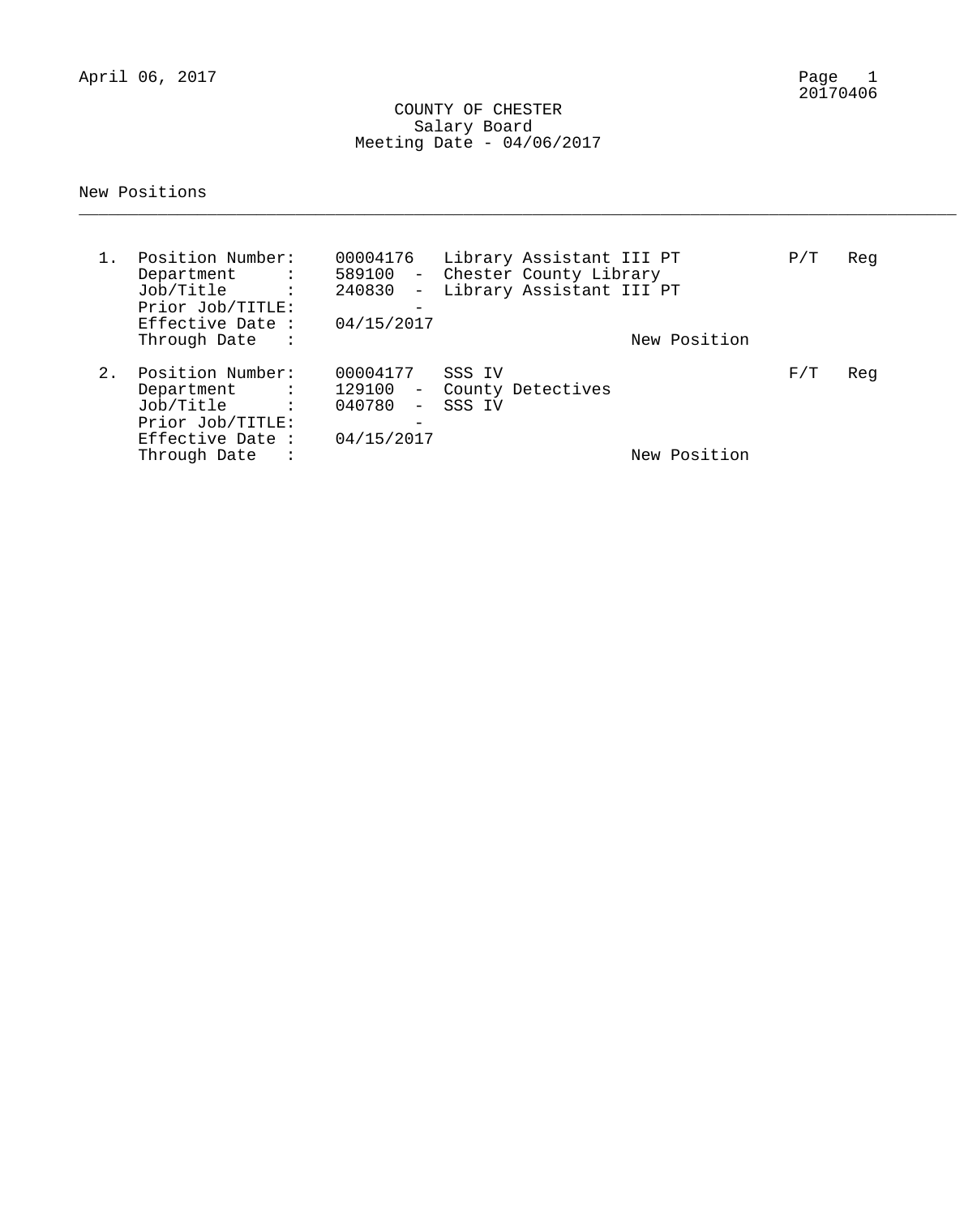April 06, 2017

20170406

# COUNTY OF CHESTER
## Salary Board
### Meeting Date - 04/06/2017

New Positions

---

1. Position Number: 00004176 Library Assistant III PT — P/T Reg
   - Department : 589100 - Chester County Library
   - Job/Title : 240830 - Library Assistant III PT
   - Prior Job/TITLE: -
   - Effective Date : 04/15/2017
   - Through Date :
   - New Position

2. Position Number: 00004177 SSS IV — F/T Reg
   - Department : 129100 - County Detectives
   - Job/Title : 040780 - SSS IV
   - Prior Job/TITLE: -
   - Effective Date : 04/15/2017
   - Through Date :
   - New Position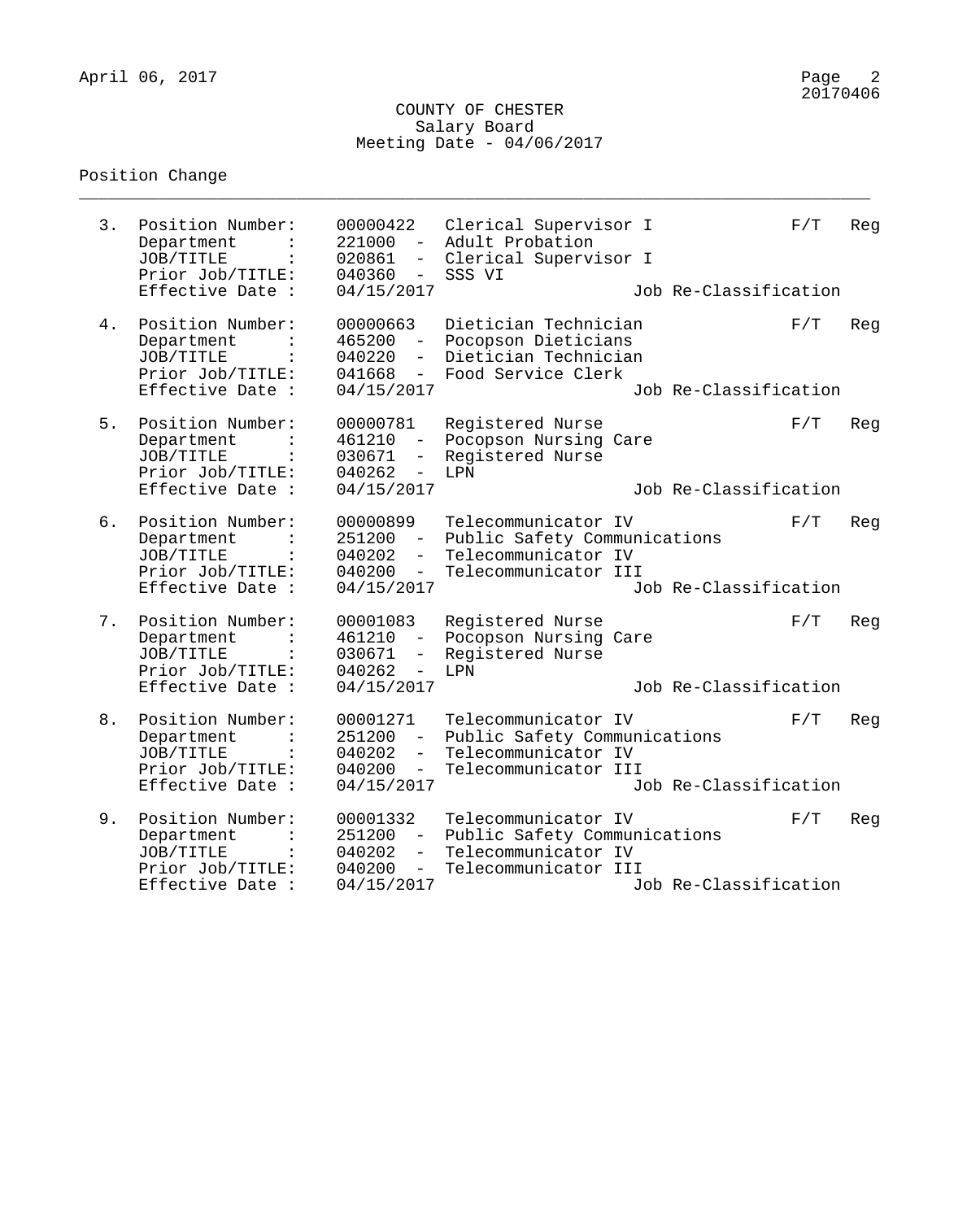COUNTY OF CHESTER
Salary Board
Meeting Date - 04/06/2017

Position Change

---

3. Position Number: 00000422 Clerical Supervisor I — F/T Reg
   Department : 221000 - Adult Probation
   JOB/TITLE : 020861 - Clerical Supervisor I
   Prior Job/TITLE: 040360 - SSS VI
   Effective Date : 04/15/2017 — Job Re-Classification

4. Position Number: 00000663 Dietician Technician — F/T Reg
   Department : 465200 - Pocopson Dieticians
   JOB/TITLE : 040220 - Dietician Technician
   Prior Job/TITLE: 041668 - Food Service Clerk
   Effective Date : 04/15/2017 — Job Re-Classification

5. Position Number: 00000781 Registered Nurse — F/T Reg
   Department : 461210 - Pocopson Nursing Care
   JOB/TITLE : 030671 - Registered Nurse
   Prior Job/TITLE: 040262 - LPN
   Effective Date : 04/15/2017 — Job Re-Classification

6. Position Number: 00000899 Telecommunicator IV — F/T Reg
   Department : 251200 - Public Safety Communications
   JOB/TITLE : 040202 - Telecommunicator IV
   Prior Job/TITLE: 040200 - Telecommunicator III
   Effective Date : 04/15/2017 — Job Re-Classification

7. Position Number: 00001083 Registered Nurse — F/T Reg
   Department : 461210 - Pocopson Nursing Care
   JOB/TITLE : 030671 - Registered Nurse
   Prior Job/TITLE: 040262 - LPN
   Effective Date : 04/15/2017 — Job Re-Classification

8. Position Number: 00001271 Telecommunicator IV — F/T Reg
   Department : 251200 - Public Safety Communications
   JOB/TITLE : 040202 - Telecommunicator IV
   Prior Job/TITLE: 040200 - Telecommunicator III
   Effective Date : 04/15/2017 — Job Re-Classification

9. Position Number: 00001332 Telecommunicator IV — F/T Reg
   Department : 251200 - Public Safety Communications
   JOB/TITLE : 040202 - Telecommunicator IV
   Prior Job/TITLE: 040200 - Telecommunicator III
   Effective Date : 04/15/2017 — Job Re-Classification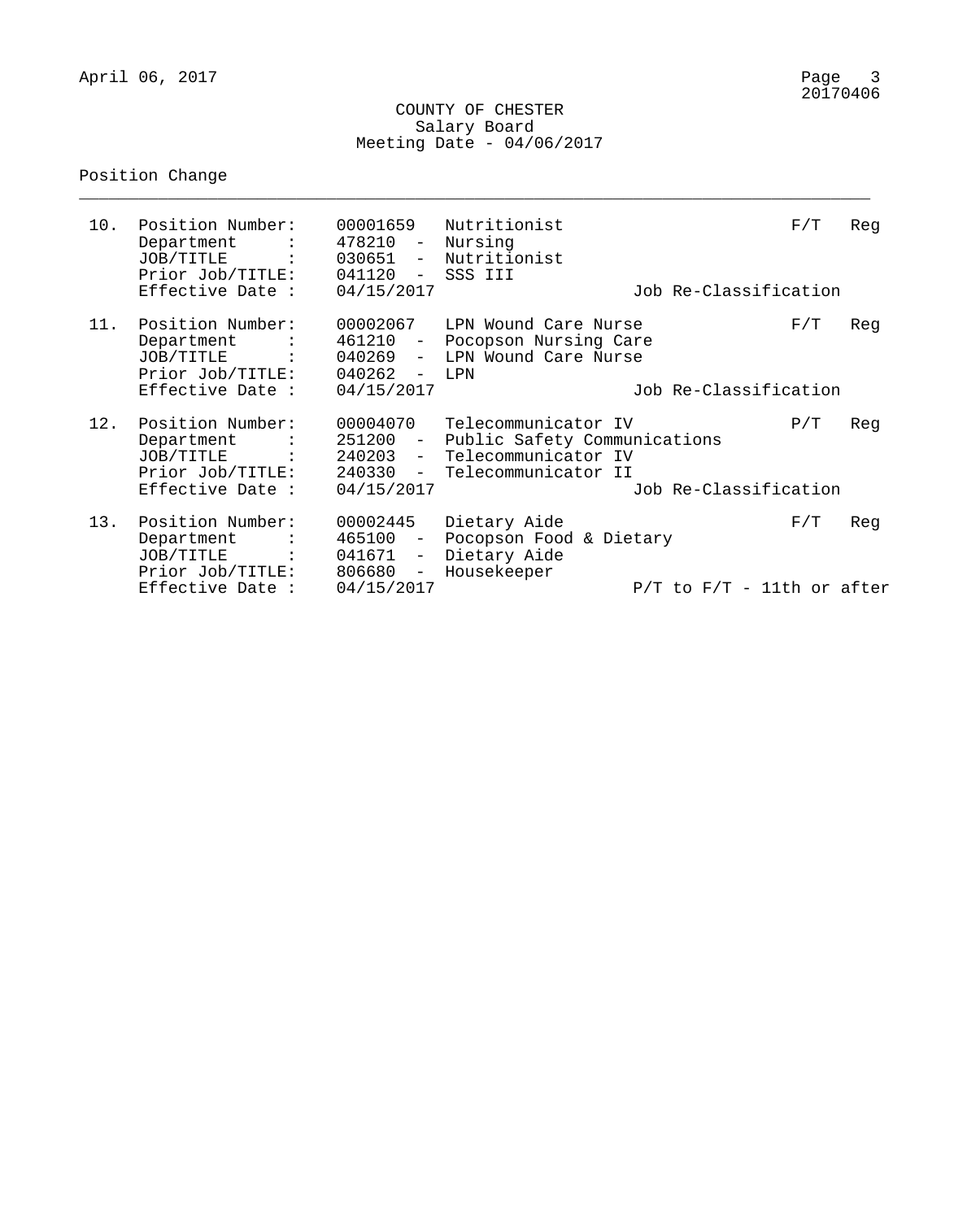COUNTY OF CHESTER
Salary Board
Meeting Date - 04/06/2017

Position Change

10. Position Number: 00001659 Nutritionist F/T Reg
    Department : 478210 - Nursing
    JOB/TITLE : 030651 - Nutritionist
    Prior Job/TITLE: 041120 - SSS III
    Effective Date : 04/15/2017 Job Re-Classification

11. Position Number: 00002067 LPN Wound Care Nurse F/T Reg
    Department : 461210 - Pocopson Nursing Care
    JOB/TITLE : 040269 - LPN Wound Care Nurse
    Prior Job/TITLE: 040262 - LPN
    Effective Date : 04/15/2017 Job Re-Classification

12. Position Number: 00004070 Telecommunicator IV P/T Reg
    Department : 251200 - Public Safety Communications
    JOB/TITLE : 240203 - Telecommunicator IV
    Prior Job/TITLE: 240330 - Telecommunicator II
    Effective Date : 04/15/2017 Job Re-Classification

13. Position Number: 00002445 Dietary Aide F/T Reg
    Department : 465100 - Pocopson Food & Dietary
    JOB/TITLE : 041671 - Dietary Aide
    Prior Job/TITLE: 806680 - Housekeeper
    Effective Date : 04/15/2017 P/T to F/T - 11th or after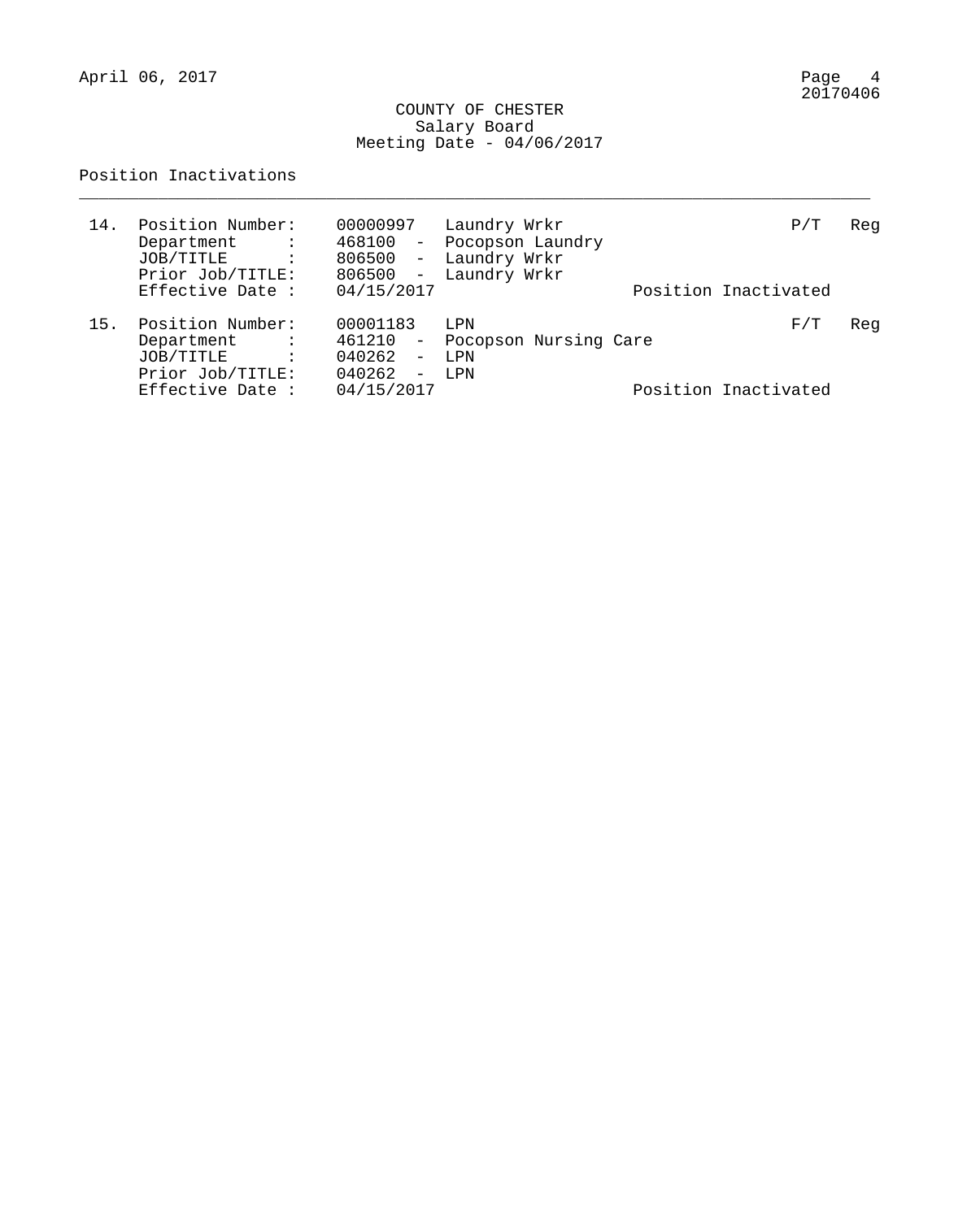COUNTY OF CHESTER
Salary Board
Meeting Date - 04/06/2017

Position Inactivations

---

14. Position Number: 00000997 Laundry Wrkr — P/T Reg
    Department : 468100 - Pocopson Laundry
    JOB/TITLE : 806500 - Laundry Wrkr
    Prior Job/TITLE: 806500 - Laundry Wrkr
    Effective Date : 04/15/2017 — Position Inactivated

15. Position Number: 00001183 LPN — F/T Reg
    Department : 461210 - Pocopson Nursing Care
    JOB/TITLE : 040262 - LPN
    Prior Job/TITLE: 040262 - LPN
    Effective Date : 04/15/2017 — Position Inactivated